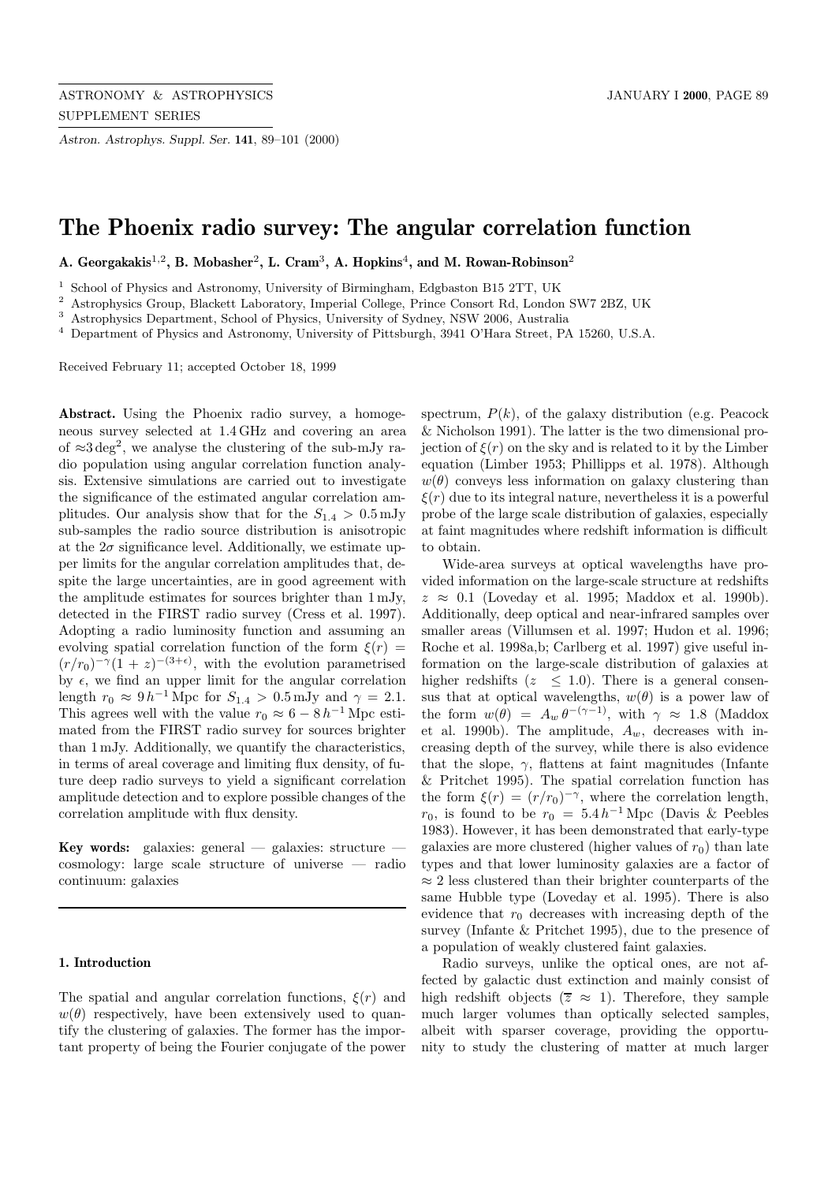# The Phoenix radio survey: The angular correlation function

**A. Georgakakis[1,2], B. Mobasher[2], L. Cram[3], A. Hopkins[4], and M. Rowan-Robinson[2]**

[1] School of Physics and Astronomy, University of Birmingham, Edgbaston B15 2TT, UK
[2] Astrophysics Group, Blackett Laboratory, Imperial College, Prince Consort Rd, London SW7 2BZ, UK
[3] Astrophysics Department, School of Physics, University of Sydney, NSW 2006, Australia
[4] Department of Physics and Astronomy, University of Pittsburgh, 3941 O'Hara Street, PA 15260, U.S.A.

Received February 11; accepted October 18, 1999

**Abstract.** Using the Phoenix radio survey, a homogeneous survey selected at 1.4 GHz and covering an area of $\approx 3\,\mathrm{deg}^2$, we analyse the clustering of the sub-mJy radio population using angular correlation function analysis. Extensive simulations are carried out to investigate the significance of the estimated angular correlation amplitudes. Our analysis show that for the $S_{1.4} > 0.5\,\mathrm{mJy}$ sub-samples the radio source distribution is anisotropic at the $2\sigma$ significance level. Additionally, we estimate upper limits for the angular correlation amplitudes that, despite the large uncertainties, are in good agreement with the amplitude estimates for sources brighter than 1 mJy, detected in the FIRST radio survey (Cress et al. 1997). Adopting a radio luminosity function and assuming an evolving spatial correlation function of the form $\xi(r) = (r/r_0)^{-\gamma}(1+z)^{-(3+\epsilon)}$, with the evolution parametrised by $\epsilon$, we find an upper limit for the angular correlation length $r_0 \approx 9\,h^{-1}\,\mathrm{Mpc}$ for $S_{1.4} > 0.5\,\mathrm{mJy}$ and $\gamma = 2.1$. This agrees well with the value $r_0 \approx 6-8\,h^{-1}\,\mathrm{Mpc}$ estimated from the FIRST radio survey for sources brighter than 1 mJy. Additionally, we quantify the characteristics, in terms of areal coverage and limiting flux density, of future deep radio surveys to yield a significant correlation amplitude detection and to explore possible changes of the correlation amplitude with flux density.

**Key words:** galaxies: general — galaxies: structure — cosmology: large scale structure of universe — radio continuum: galaxies

## 1. Introduction

The spatial and angular correlation functions, $\xi(r)$ and $w(\theta)$ respectively, have been extensively used to quantify the clustering of galaxies. The former has the important property of being the Fourier conjugate of the power spectrum, $P(k)$, of the galaxy distribution (e.g. Peacock & Nicholson 1991). The latter is the two dimensional projection of $\xi(r)$ on the sky and is related to it by the Limber equation (Limber 1953; Phillipps et al. 1978). Although $w(\theta)$ conveys less information on galaxy clustering than $\xi(r)$ due to its integral nature, nevertheless it is a powerful probe of the large scale distribution of galaxies, especially at faint magnitudes where redshift information is difficult to obtain.

Wide-area surveys at optical wavelengths have provided information on the large-scale structure at redshifts $z \approx 0.1$ (Loveday et al. 1995; Maddox et al. 1990b). Additionally, deep optical and near-infrared samples over smaller areas (Villumsen et al. 1997; Hudon et al. 1996; Roche et al. 1998a,b; Carlberg et al. 1997) give useful information on the large-scale distribution of galaxies at higher redshifts ($z \leq 1.0$). There is a general consensus that at optical wavelengths, $w(\theta)$ is a power law of the form $w(\theta) = A_w\,\theta^{-(\gamma-1)}$, with $\gamma \approx 1.8$ (Maddox et al. 1990b). The amplitude, $A_w$, decreases with increasing depth of the survey, while there is also evidence that the slope, $\gamma$, flattens at faint magnitudes (Infante & Pritchet 1995). The spatial correlation function has the form $\xi(r) = (r/r_0)^{-\gamma}$, where the correlation length, $r_0$, is found to be $r_0 = 5.4\,h^{-1}\,\mathrm{Mpc}$ (Davis & Peebles 1983). However, it has been demonstrated that early-type galaxies are more clustered (higher values of $r_0$) than late types and that lower luminosity galaxies are a factor of $\approx 2$ less clustered than their brighter counterparts of the same Hubble type (Loveday et al. 1995). There is also evidence that $r_0$ decreases with increasing depth of the survey (Infante & Pritchet 1995), due to the presence of a population of weakly clustered faint galaxies.

Radio surveys, unlike the optical ones, are not affected by galactic dust extinction and mainly consist of high redshift objects ($\overline{z} \approx 1$). Therefore, they sample much larger volumes than optically selected samples, albeit with sparser coverage, providing the opportunity to study the clustering of matter at much larger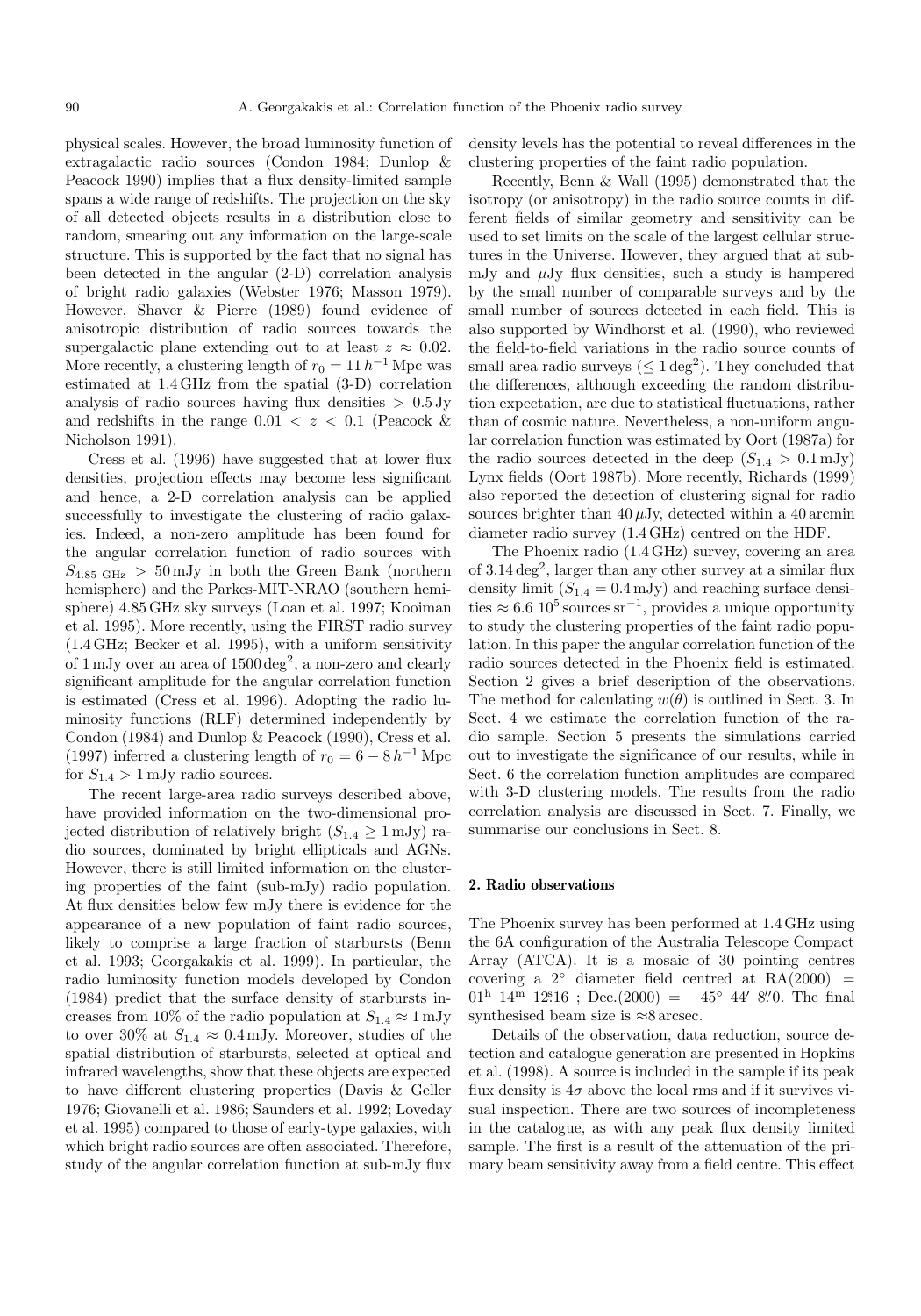physical scales. However, the broad luminosity function of extragalactic radio sources (Condon 1984; Dunlop & Peacock 1990) implies that a flux density-limited sample spans a wide range of redshifts. The projection on the sky of all detected objects results in a distribution close to random, smearing out any information on the large-scale structure. This is supported by the fact that no signal has been detected in the angular (2-D) correlation analysis of bright radio galaxies (Webster 1976; Masson 1979). However, Shaver & Pierre (1989) found evidence of anisotropic distribution of radio sources towards the supergalactic plane extending out to at least $z \approx 0.02$. More recently, a clustering length of $r_0 = 11\,h^{-1}$ Mpc was estimated at 1.4 GHz from the spatial (3-D) correlation analysis of radio sources having flux densities $> 0.5$ Jy and redshifts in the range $0.01 < z < 0.1$ (Peacock & Nicholson 1991).

Cress et al. (1996) have suggested that at lower flux densities, projection effects may become less significant and hence, a 2-D correlation analysis can be applied successfully to investigate the clustering of radio galaxies. Indeed, a non-zero amplitude has been found for the angular correlation function of radio sources with $S_{4.85\ \mathrm{GHz}} > 50$ mJy in both the Green Bank (northern hemisphere) and the Parkes-MIT-NRAO (southern hemisphere) 4.85 GHz sky surveys (Loan et al. 1997; Kooiman et al. 1995). More recently, using the FIRST radio survey (1.4 GHz; Becker et al. 1995), with a uniform sensitivity of 1 mJy over an area of $1500\,\mathrm{deg}^2$, a non-zero and clearly significant amplitude for the angular correlation function is estimated (Cress et al. 1996). Adopting the radio luminosity functions (RLF) determined independently by Condon (1984) and Dunlop & Peacock (1990), Cress et al. (1997) inferred a clustering length of $r_0 = 6 - 8\,h^{-1}$ Mpc for $S_{1.4} > 1$ mJy radio sources.

The recent large-area radio surveys described above, have provided information on the two-dimensional projected distribution of relatively bright ($S_{1.4} \geq 1$ mJy) radio sources, dominated by bright ellipticals and AGNs. However, there is still limited information on the clustering properties of the faint (sub-mJy) radio population. At flux densities below few mJy there is evidence for the appearance of a new population of faint radio sources, likely to comprise a large fraction of starbursts (Benn et al. 1993; Georgakakis et al. 1999). In particular, the radio luminosity function models developed by Condon (1984) predict that the surface density of starbursts increases from 10% of the radio population at $S_{1.4} \approx 1$ mJy to over 30% at $S_{1.4} \approx 0.4$ mJy. Moreover, studies of the spatial distribution of starbursts, selected at optical and infrared wavelengths, show that these objects are expected to have different clustering properties (Davis & Geller 1976; Giovanelli et al. 1986; Saunders et al. 1992; Loveday et al. 1995) compared to those of early-type galaxies, with which bright radio sources are often associated. Therefore, study of the angular correlation function at sub-mJy flux density levels has the potential to reveal differences in the clustering properties of the faint radio population.

Recently, Benn & Wall (1995) demonstrated that the isotropy (or anisotropy) in the radio source counts in different fields of similar geometry and sensitivity can be used to set limits on the scale of the largest cellular structures in the Universe. However, they argued that at sub-mJy and $\mu$Jy flux densities, such a study is hampered by the small number of comparable surveys and by the small number of sources detected in each field. This is also supported by Windhorst et al. (1990), who reviewed the field-to-field variations in the radio source counts of small area radio surveys ($\leq 1\,\mathrm{deg}^2$). They concluded that the differences, although exceeding the random distribution expectation, are due to statistical fluctuations, rather than of cosmic nature. Nevertheless, a non-uniform angular correlation function was estimated by Oort (1987a) for the radio sources detected in the deep ($S_{1.4} > 0.1$ mJy) Lynx fields (Oort 1987b). More recently, Richards (1999) also reported the detection of clustering signal for radio sources brighter than $40\,\mu$Jy, detected within a 40 arcmin diameter radio survey (1.4 GHz) centred on the HDF.

The Phoenix radio (1.4 GHz) survey, covering an area of $3.14\,\mathrm{deg}^2$, larger than any other survey at a similar flux density limit ($S_{1.4} = 0.4$ mJy) and reaching surface densities $\approx 6.6\ 10^5\,\mathrm{sources\,sr}^{-1}$, provides a unique opportunity to study the clustering properties of the faint radio population. In this paper the angular correlation function of the radio sources detected in the Phoenix field is estimated. Section 2 gives a brief description of the observations. The method for calculating $w(\theta)$ is outlined in Sect. 3. In Sect. 4 we estimate the correlation function of the radio sample. Section 5 presents the simulations carried out to investigate the significance of our results, while in Sect. 6 the correlation function amplitudes are compared with 3-D clustering models. The results from the radio correlation analysis are discussed in Sect. 7. Finally, we summarise our conclusions in Sect. 8.

## 2. Radio observations

The Phoenix survey has been performed at 1.4 GHz using the 6A configuration of the Australia Telescope Compact Array (ATCA). It is a mosaic of 30 pointing centres covering a $2^\circ$ diameter field centred at RA(2000) = $01^{\mathrm{h}}\ 14^{\mathrm{m}}\ 12\overset{\mathrm{s}}{.}16$ ; Dec.(2000) = $-45^\circ\ 44'\ 8\overset{''}{.}0$. The final synthesised beam size is $\approx$8 arcsec.

Details of the observation, data reduction, source detection and catalogue generation are presented in Hopkins et al. (1998). A source is included in the sample if its peak flux density is $4\sigma$ above the local rms and if it survives visual inspection. There are two sources of incompleteness in the catalogue, as with any peak flux density limited sample. The first is a result of the attenuation of the primary beam sensitivity away from a field centre. This effect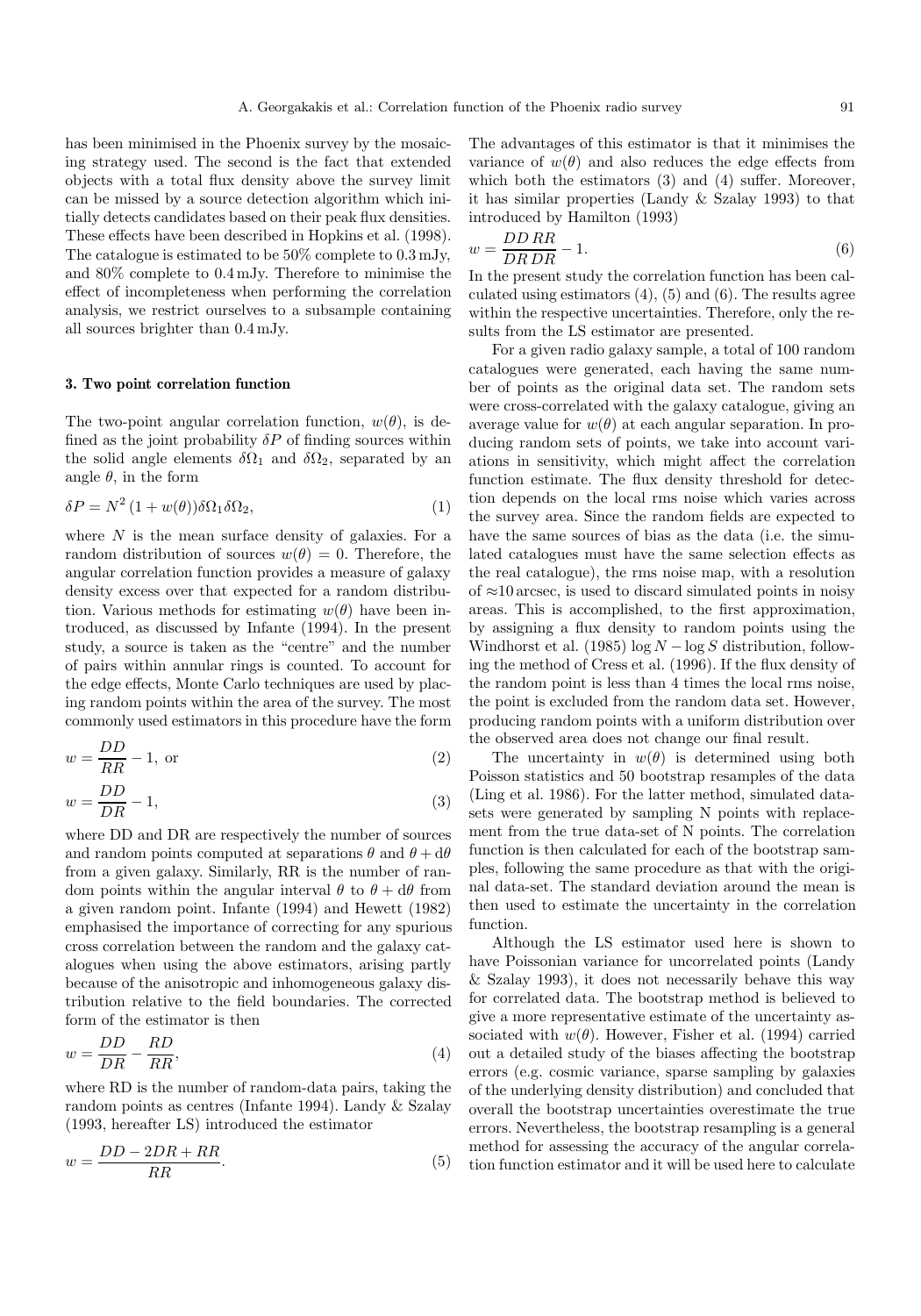has been minimised in the Phoenix survey by the mosaicing strategy used. The second is the fact that extended objects with a total flux density above the survey limit can be missed by a source detection algorithm which initially detects candidates based on their peak flux densities. These effects have been described in Hopkins et al. (1998). The catalogue is estimated to be 50% complete to 0.3 mJy, and 80% complete to 0.4 mJy. Therefore to minimise the effect of incompleteness when performing the correlation analysis, we restrict ourselves to a subsample containing all sources brighter than 0.4 mJy.

## 3. Two point correlation function

The two-point angular correlation function, $w(\theta)$, is defined as the joint probability $\delta P$ of finding sources within the solid angle elements $\delta\Omega_1$ and $\delta\Omega_2$, separated by an angle $\theta$, in the form

$$\delta P = N^2\,(1 + w(\theta))\delta\Omega_1\delta\Omega_2, \tag{1}$$

where $N$ is the mean surface density of galaxies. For a random distribution of sources $w(\theta) = 0$. Therefore, the angular correlation function provides a measure of galaxy density excess over that expected for a random distribution. Various methods for estimating $w(\theta)$ have been introduced, as discussed by Infante (1994). In the present study, a source is taken as the "centre" and the number of pairs within annular rings is counted. To account for the edge effects, Monte Carlo techniques are used by placing random points within the area of the survey. The most commonly used estimators in this procedure have the form

$$w = \frac{DD}{RR} - 1, \text{ or} \tag{2}$$

$$w = \frac{DD}{DR} - 1, \tag{3}$$

where DD and DR are respectively the number of sources and random points computed at separations $\theta$ and $\theta + \mathrm{d}\theta$ from a given galaxy. Similarly, RR is the number of random points within the angular interval $\theta$ to $\theta + \mathrm{d}\theta$ from a given random point. Infante (1994) and Hewett (1982) emphasised the importance of correcting for any spurious cross correlation between the random and the galaxy catalogues when using the above estimators, arising partly because of the anisotropic and inhomogeneous galaxy distribution relative to the field boundaries. The corrected form of the estimator is then

$$w = \frac{DD}{DR} - \frac{RD}{RR}, \tag{4}$$

where RD is the number of random-data pairs, taking the random points as centres (Infante 1994). Landy & Szalay (1993, hereafter LS) introduced the estimator

$$w = \frac{DD - 2DR + RR}{RR}. \tag{5}$$

The advantages of this estimator is that it minimises the variance of $w(\theta)$ and also reduces the edge effects from which both the estimators (3) and (4) suffer. Moreover, it has similar properties (Landy & Szalay 1993) to that introduced by Hamilton (1993)

$$w = \frac{DD\,RR}{DR\,DR} - 1. \tag{6}$$

In the present study the correlation function has been calculated using estimators (4), (5) and (6). The results agree within the respective uncertainties. Therefore, only the results from the LS estimator are presented.

For a given radio galaxy sample, a total of 100 random catalogues were generated, each having the same number of points as the original data set. The random sets were cross-correlated with the galaxy catalogue, giving an average value for $w(\theta)$ at each angular separation. In producing random sets of points, we take into account variations in sensitivity, which might affect the correlation function estimate. The flux density threshold for detection depends on the local rms noise which varies across the survey area. Since the random fields are expected to have the same sources of bias as the data (i.e. the simulated catalogues must have the same selection effects as the real catalogue), the rms noise map, with a resolution of ≈10 arcsec, is used to discard simulated points in noisy areas. This is accomplished, to the first approximation, by assigning a flux density to random points using the Windhorst et al. (1985) $\log N - \log S$ distribution, following the method of Cress et al. (1996). If the flux density of the random point is less than 4 times the local rms noise, the point is excluded from the random data set. However, producing random points with a uniform distribution over the observed area does not change our final result.

The uncertainty in $w(\theta)$ is determined using both Poisson statistics and 50 bootstrap resamples of the data (Ling et al. 1986). For the latter method, simulated datasets were generated by sampling N points with replacement from the true data-set of N points. The correlation function is then calculated for each of the bootstrap samples, following the same procedure as that with the original data-set. The standard deviation around the mean is then used to estimate the uncertainty in the correlation function.

Although the LS estimator used here is shown to have Poissonian variance for uncorrelated points (Landy & Szalay 1993), it does not necessarily behave this way for correlated data. The bootstrap method is believed to give a more representative estimate of the uncertainty associated with $w(\theta)$. However, Fisher et al. (1994) carried out a detailed study of the biases affecting the bootstrap errors (e.g. cosmic variance, sparse sampling by galaxies of the underlying density distribution) and concluded that overall the bootstrap uncertainties overestimate the true errors. Nevertheless, the bootstrap resampling is a general method for assessing the accuracy of the angular correlation function estimator and it will be used here to calculate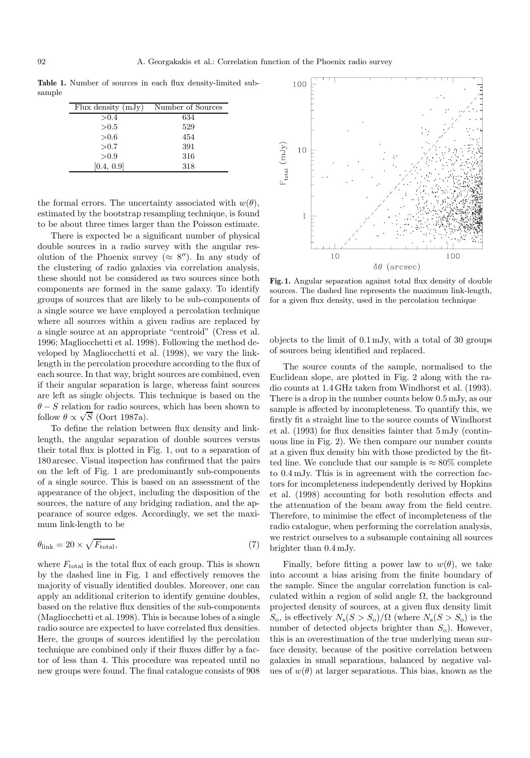**Table 1.** Number of sources in each flux density-limited subsample

| Flux density (mJy) | Number of Sources |
| --- | --- |
| >0.4 | 634 |
| >0.5 | 529 |
| >0.6 | 454 |
| >0.7 | 391 |
| >0.9 | 316 |
| [0.4, 0.9] | 318 |

the formal errors. The uncertainty associated with $w(\theta)$, estimated by the bootstrap resampling technique, is found to be about three times larger than the Poisson estimate.

There is expected be a significant number of physical double sources in a radio survey with the angular resolution of the Phoenix survey ($\approx 8''$). In any study of the clustering of radio galaxies via correlation analysis, these should not be considered as two sources since both components are formed in the same galaxy. To identify groups of sources that are likely to be sub-components of a single source we have employed a percolation technique where all sources within a given radius are replaced by a single source at an appropriate "centroid" (Cress et al. 1996; Magliocchetti et al. 1998). Following the method developed by Magliocchetti et al. (1998), we vary the link-length in the percolation procedure according to the flux of each source. In that way, bright sources are combined, even if their angular separation is large, whereas faint sources are left as single objects. This technique is based on the $\theta - S$ relation for radio sources, which has been shown to follow $\theta \propto \sqrt{S}$ (Oort 1987a).

To define the relation between flux density and link-length, the angular separation of double sources versus their total flux is plotted in Fig. 1, out to a separation of 180 arcsec. Visual inspection has confirmed that the pairs on the left of Fig. 1 are predominantly sub-components of a single source. This is based on an assessment of the appearance of the object, including the disposition of the sources, the nature of any bridging radiation, and the appearance of source edges. Accordingly, we set the maximum link-length to be

$$\theta_{\rm link} = 20 \times \sqrt{F_{\rm total}}, \tag{7}$$

where $F_{\rm total}$ is the total flux of each group. This is shown by the dashed line in Fig. 1 and effectively removes the majority of visually identified doubles. Moreover, one can apply an additional criterion to identify genuine doubles, based on the relative flux densities of the sub-components (Magliocchetti et al. 1998). This is because lobes of a single radio source are expected to have correlated flux densities. Here, the groups of sources identified by the percolation technique are combined only if their fluxes differ by a factor of less than 4. This procedure was repeated until no new groups were found. The final catalogue consists of 908 objects to the limit of 0.1 mJy, with a total of 30 groups of sources being identified and replaced.

**Fig. 1.** Angular separation against total flux density of double sources. The dashed line represents the maximum link-length, for a given flux density, used in the percolation technique

The source counts of the sample, normalised to the Euclidean slope, are plotted in Fig. 2 along with the radio counts at 1.4 GHz taken from Windhorst et al. (1993). There is a drop in the number counts below 0.5 mJy, as our sample is affected by incompleteness. To quantify this, we firstly fit a straight line to the source counts of Windhorst et al. (1993) for flux densities fainter that 5 mJy (continuous line in Fig. 2). We then compare our number counts at a given flux density bin with those predicted by the fitted line. We conclude that our sample is $\approx 80\%$ complete to 0.4 mJy. This is in agreement with the correction factors for incompleteness independently derived by Hopkins et al. (1998) accounting for both resolution effects and the attenuation of the beam away from the field centre. Therefore, to minimise the effect of incompleteness of the radio catalogue, when performing the correlation analysis, we restrict ourselves to a subsample containing all sources brighter than 0.4 mJy.

Finally, before fitting a power law to $w(\theta)$, we take into account a bias arising from the finite boundary of the sample. Since the angular correlation function is calculated within a region of solid angle $\Omega$, the background projected density of sources, at a given flux density limit $S_{\rm o}$, is effectively $N_{\rm s}(S > S_{\rm o})/\Omega$ (where $N_{\rm s}(S > S_{\rm o})$ is the number of detected objects brighter than $S_{\rm o}$). However, this is an overestimation of the true underlying mean surface density, because of the positive correlation between galaxies in small separations, balanced by negative values of $w(\theta)$ at larger separations. This bias, known as the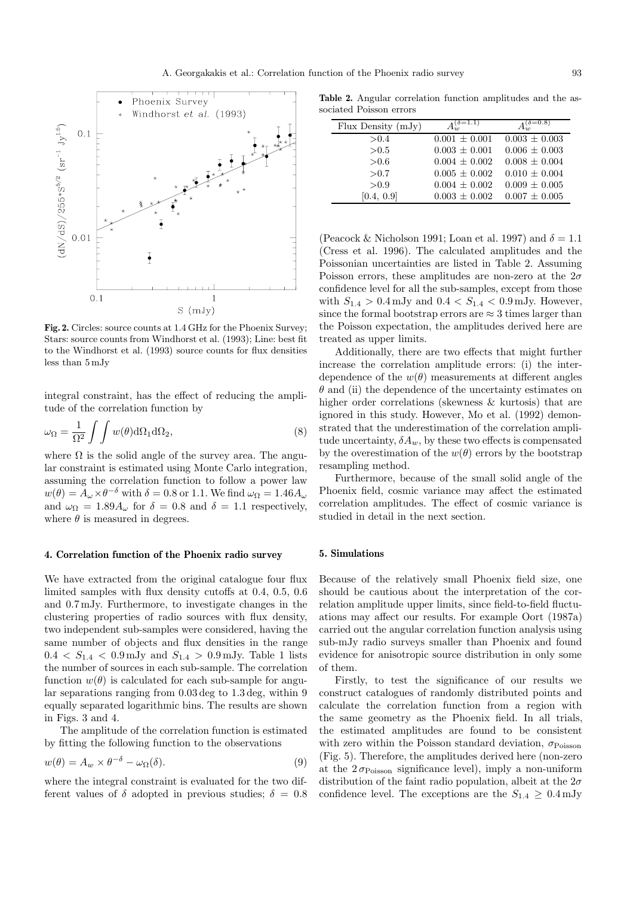**Fig. 2.** Circles: source counts at 1.4 GHz for the Phoenix Survey; Stars: source counts from Windhorst et al. (1993); Line: best fit to the Windhorst et al. (1993) source counts for flux densities less than 5 mJy

integral constraint, has the effect of reducing the amplitude of the correlation function by

$$\omega_\Omega = \frac{1}{\Omega^2} \int \int w(\theta) \mathrm{d}\Omega_1 \mathrm{d}\Omega_2, \quad (8)$$

where $\Omega$ is the solid angle of the survey area. The angular constraint is estimated using Monte Carlo integration, assuming the correlation function to follow a power law $w(\theta) = A_\omega \times \theta^{-\delta}$ with $\delta = 0.8$ or 1.1. We find $\omega_\Omega = 1.46 A_\omega$ and $\omega_\Omega = 1.89 A_\omega$ for $\delta = 0.8$ and $\delta = 1.1$ respectively, where $\theta$ is measured in degrees.

## 4. Correlation function of the Phoenix radio survey

We have extracted from the original catalogue four flux limited samples with flux density cutoffs at 0.4, 0.5, 0.6 and 0.7 mJy. Furthermore, to investigate changes in the clustering properties of radio sources with flux density, two independent sub-samples were considered, having the same number of objects and flux densities in the range $0.4 < S_{1.4} < 0.9$ mJy and $S_{1.4} > 0.9$ mJy. Table 1 lists the number of sources in each sub-sample. The correlation function $w(\theta)$ is calculated for each sub-sample for angular separations ranging from 0.03 deg to 1.3 deg, within 9 equally separated logarithmic bins. The results are shown in Figs. 3 and 4.

The amplitude of the correlation function is estimated by fitting the following function to the observations

$$w(\theta) = A_w \times \theta^{-\delta} - \omega_\Omega(\delta). \quad (9)$$

where the integral constraint is evaluated for the two different values of $\delta$ adopted in previous studies; $\delta = 0.8$ (Peacock & Nicholson 1991; Loan et al. 1997) and $\delta = 1.1$ (Cress et al. 1996). The calculated amplitudes and the Poissonian uncertainties are listed in Table 2. Assuming Poisson errors, these amplitudes are non-zero at the $2\sigma$ confidence level for all the sub-samples, except from those with $S_{1.4} > 0.4$ mJy and $0.4 < S_{1.4} < 0.9$ mJy. However, since the formal bootstrap errors are $\approx 3$ times larger than the Poisson expectation, the amplitudes derived here are treated as upper limits.

**Table 2.** Angular correlation function amplitudes and the associated Poisson errors

| Flux Density (mJy) | $A_w^{(\delta=1.1)}$ | $A_w^{(\delta=0.8)}$ |
|---|---|---|
| >0.4 | $0.001 \pm 0.001$ | $0.003 \pm 0.003$ |
| >0.5 | $0.003 \pm 0.001$ | $0.006 \pm 0.003$ |
| >0.6 | $0.004 \pm 0.002$ | $0.008 \pm 0.004$ |
| >0.7 | $0.005 \pm 0.002$ | $0.010 \pm 0.004$ |
| >0.9 | $0.004 \pm 0.002$ | $0.009 \pm 0.005$ |
| [0.4, 0.9] | $0.003 \pm 0.002$ | $0.007 \pm 0.005$ |

Additionally, there are two effects that might further increase the correlation amplitude errors: (i) the interdependence of the $w(\theta)$ measurements at different angles $\theta$ and (ii) the dependence of the uncertainty estimates on higher order correlations (skewness & kurtosis) that are ignored in this study. However, Mo et al. (1992) demonstrated that the underestimation of the correlation amplitude uncertainty, $\delta A_w$, by these two effects is compensated by the overestimation of the $w(\theta)$ errors by the bootstrap resampling method.

Furthermore, because of the small solid angle of the Phoenix field, cosmic variance may affect the estimated correlation amplitudes. The effect of cosmic variance is studied in detail in the next section.

## 5. Simulations

Because of the relatively small Phoenix field size, one should be cautious about the interpretation of the correlation amplitude upper limits, since field-to-field fluctuations may affect our results. For example Oort (1987a) carried out the angular correlation function analysis using sub-mJy radio surveys smaller than Phoenix and found evidence for anisotropic source distribution in only some of them.

Firstly, to test the significance of our results we construct catalogues of randomly distributed points and calculate the correlation function from a region with the same geometry as the Phoenix field. In all trials, the estimated amplitudes are found to be consistent with zero within the Poisson standard deviation, $\sigma_{\mathrm{Poisson}}$ (Fig. 5). Therefore, the amplitudes derived here (non-zero at the $2\,\sigma_{\mathrm{Poisson}}$ significance level), imply a non-uniform distribution of the faint radio population, albeit at the $2\sigma$ confidence level. The exceptions are the $S_{1.4} \geq 0.4$ mJy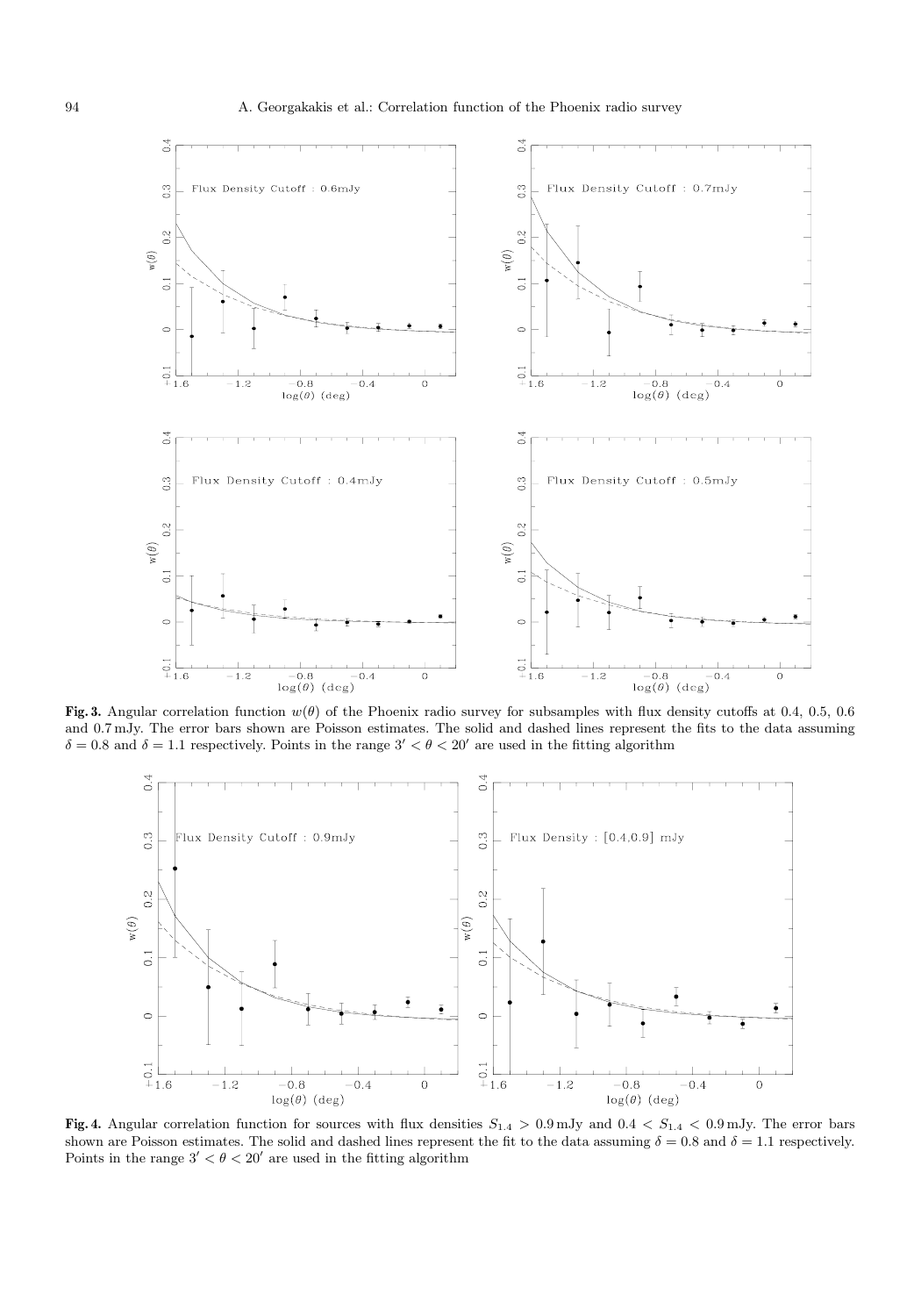**Fig. 3.** Angular correlation function $w(\theta)$ of the Phoenix radio survey for subsamples with flux density cutoffs at 0.4, 0.5, 0.6 and 0.7 mJy. The error bars shown are Poisson estimates. The solid and dashed lines represent the fits to the data assuming $\delta = 0.8$ and $\delta = 1.1$ respectively. Points in the range $3' < \theta < 20'$ are used in the fitting algorithm

**Fig. 4.** Angular correlation function for sources with flux densities $S_{1.4} > 0.9$ mJy and $0.4 < S_{1.4} < 0.9$ mJy. The error bars shown are Poisson estimates. The solid and dashed lines represent the fit to the data assuming $\delta = 0.8$ and $\delta = 1.1$ respectively. Points in the range $3' < \theta < 20'$ are used in the fitting algorithm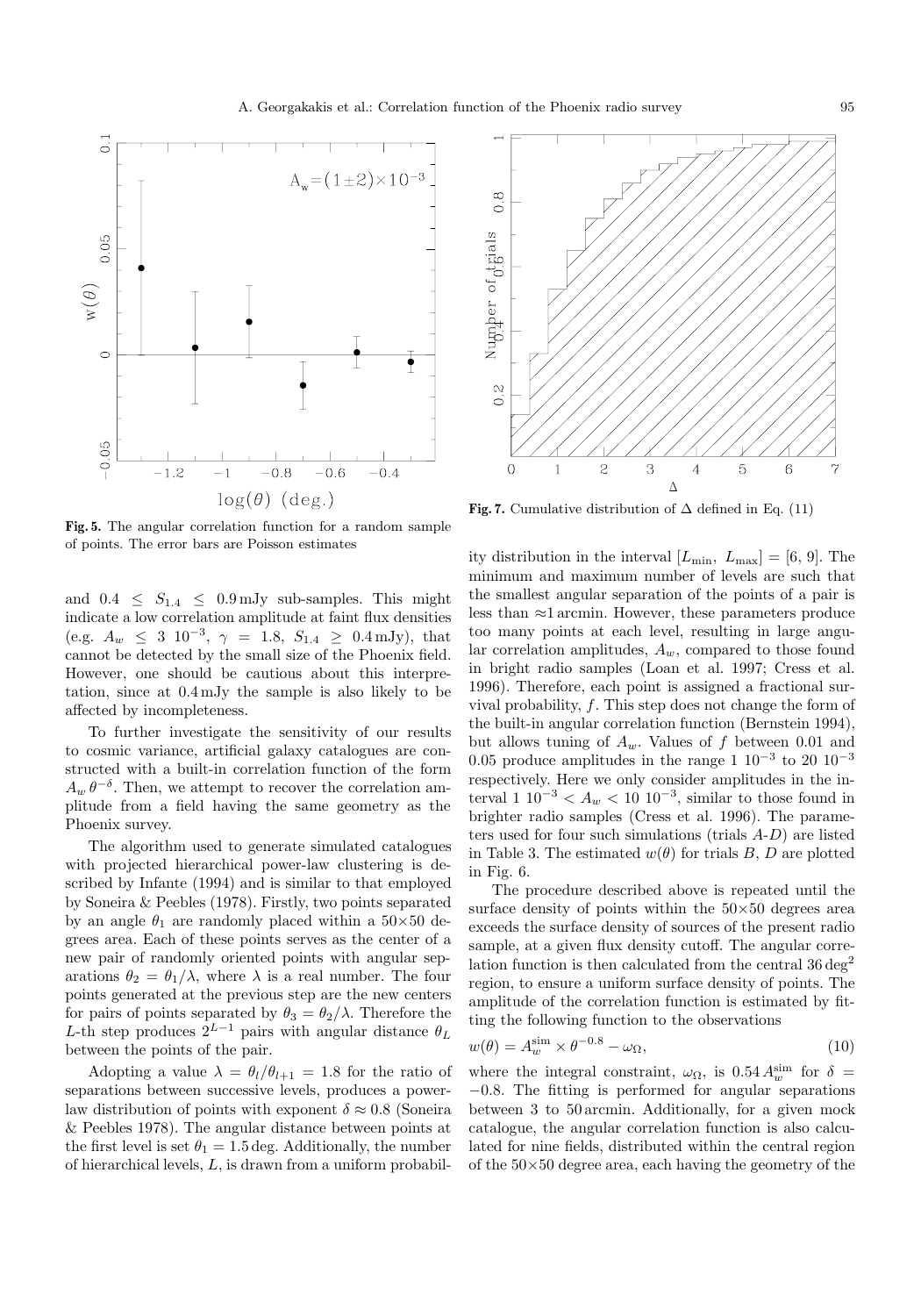**Fig. 5.** The angular correlation function for a random sample of points. The error bars are Poisson estimates

**Fig. 7.** Cumulative distribution of $\Delta$ defined in Eq. (11)

and $0.4 \leq S_{1.4} \leq 0.9$ mJy sub-samples. This might indicate a low correlation amplitude at faint flux densities (e.g. $A_w \leq 3\ 10^{-3}$, $\gamma = 1.8$, $S_{1.4} \geq 0.4$ mJy), that cannot be detected by the small size of the Phoenix field. However, one should be cautious about this interpretation, since at 0.4 mJy the sample is also likely to be affected by incompleteness.

To further investigate the sensitivity of our results to cosmic variance, artificial galaxy catalogues are constructed with a built-in correlation function of the form $A_w\,\theta^{-\delta}$. Then, we attempt to recover the correlation amplitude from a field having the same geometry as the Phoenix survey.

The algorithm used to generate simulated catalogues with projected hierarchical power-law clustering is described by Infante (1994) and is similar to that employed by Soneira & Peebles (1978). Firstly, two points separated by an angle $\theta_1$ are randomly placed within a 50×50 degrees area. Each of these points serves as the center of a new pair of randomly oriented points with angular separations $\theta_2 = \theta_1/\lambda$, where $\lambda$ is a real number. The four points generated at the previous step are the new centers for pairs of points separated by $\theta_3 = \theta_2/\lambda$. Therefore the $L$-th step produces $2^{L-1}$ pairs with angular distance $\theta_L$ between the points of the pair.

Adopting a value $\lambda = \theta_l/\theta_{l+1} = 1.8$ for the ratio of separations between successive levels, produces a power-law distribution of points with exponent $\delta \approx 0.8$ (Soneira & Peebles 1978). The angular distance between points at the first level is set $\theta_1 = 1.5$ deg. Additionally, the number of hierarchical levels, $L$, is drawn from a uniform probability distribution in the interval $[L_{\min},\ L_{\max}] = [6,\ 9]$. The minimum and maximum number of levels are such that the smallest angular separation of the points of a pair is less than $\approx$1 arcmin. However, these parameters produce too many points at each level, resulting in large angular correlation amplitudes, $A_w$, compared to those found in bright radio samples (Loan et al. 1997; Cress et al. 1996). Therefore, each point is assigned a fractional survival probability, $f$. This step does not change the form of the built-in angular correlation function (Bernstein 1994), but allows tuning of $A_w$. Values of $f$ between 0.01 and 0.05 produce amplitudes in the range $1\ 10^{-3}$ to $20\ 10^{-3}$ respectively. Here we only consider amplitudes in the interval $1\ 10^{-3} < A_w < 10\ 10^{-3}$, similar to those found in brighter radio samples (Cress et al. 1996). The parameters used for four such simulations (trials *A*-*D*) are listed in Table 3. The estimated $w(\theta)$ for trials *B*, *D* are plotted in Fig. 6.

The procedure described above is repeated until the surface density of points within the 50×50 degrees area exceeds the surface density of sources of the present radio sample, at a given flux density cutoff. The angular correlation function is then calculated from the central 36 deg$^2$ region, to ensure a uniform surface density of points. The amplitude of the correlation function is estimated by fitting the following function to the observations

$$w(\theta) = A_w^{\rm sim} \times \theta^{-0.8} - \omega_\Omega, \tag{10}$$

where the integral constraint, $\omega_\Omega$, is $0.54\,A_w^{\rm sim}$ for $\delta = -0.8$. The fitting is performed for angular separations between 3 to 50 arcmin. Additionally, for a given mock catalogue, the angular correlation function is also calculated for nine fields, distributed within the central region of the 50×50 degree area, each having the geometry of the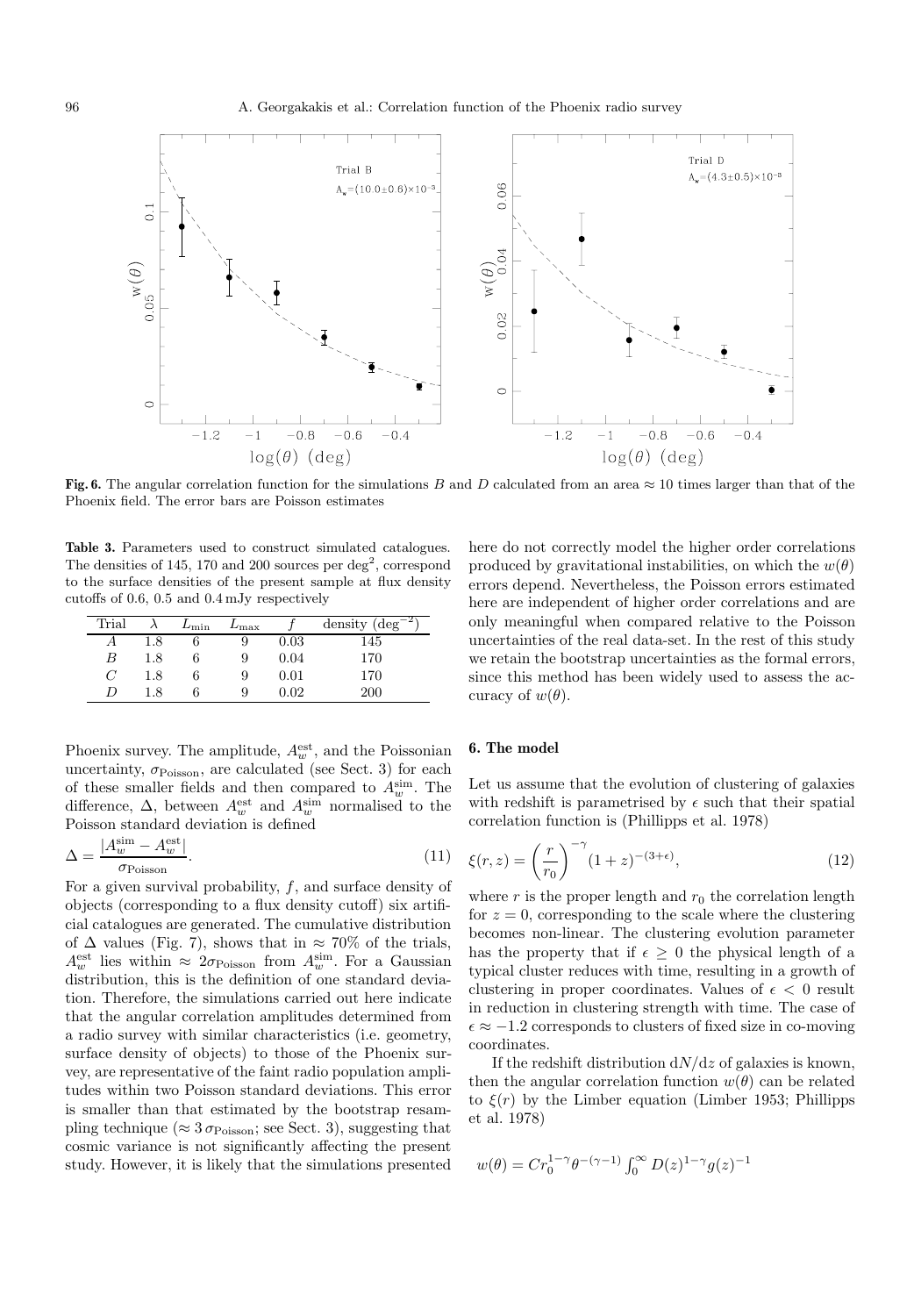**Fig. 6.** The angular correlation function for the simulations $B$ and $D$ calculated from an area ≈ 10 times larger than that of the Phoenix field. The error bars are Poisson estimates

**Table 3.** Parameters used to construct simulated catalogues. The densities of 145, 170 and 200 sources per $\deg^2$, correspond to the surface densities of the present sample at flux density cutoffs of 0.6, 0.5 and 0.4 mJy respectively

| Trial | $\lambda$ | $L_{\min}$ | $L_{\max}$ | $f$ | density ($\deg^{-2}$) |
|---|---|---|---|---|---|
| $A$ | 1.8 | 6 | 9 | 0.03 | 145 |
| $B$ | 1.8 | 6 | 9 | 0.04 | 170 |
| $C$ | 1.8 | 6 | 9 | 0.01 | 170 |
| $D$ | 1.8 | 6 | 9 | 0.02 | 200 |

Phoenix survey. The amplitude, $A_w^{\rm est}$, and the Poissonian uncertainty, $\sigma_{\rm Poisson}$, are calculated (see Sect. 3) for each of these smaller fields and then compared to $A_w^{\rm sim}$. The difference, $\Delta$, between $A_w^{\rm est}$ and $A_w^{\rm sim}$ normalised to the Poisson standard deviation is defined

$$\Delta = \frac{|A_w^{\rm sim} - A_w^{\rm est}|}{\sigma_{\rm Poisson}}. \tag{11}$$

For a given survival probability, $f$, and surface density of objects (corresponding to a flux density cutoff) six artificial catalogues are generated. The cumulative distribution of $\Delta$ values (Fig. 7), shows that in ≈ 70% of the trials, $A_w^{\rm est}$ lies within $\approx 2\sigma_{\rm Poisson}$ from $A_w^{\rm sim}$. For a Gaussian distribution, this is the definition of one standard deviation. Therefore, the simulations carried out here indicate that the angular correlation amplitudes determined from a radio survey with similar characteristics (i.e. geometry, surface density of objects) to those of the Phoenix survey, are representative of the faint radio population amplitudes within two Poisson standard deviations. This error is smaller than that estimated by the bootstrap resampling technique ($\approx 3\,\sigma_{\rm Poisson}$; see Sect. 3), suggesting that cosmic variance is not significantly affecting the present study. However, it is likely that the simulations presented here do not correctly model the higher order correlations produced by gravitational instabilities, on which the $w(\theta)$ errors depend. Nevertheless, the Poisson errors estimated here are independent of higher order correlations and are only meaningful when compared relative to the Poisson uncertainties of the real data-set. In the rest of this study we retain the bootstrap uncertainties as the formal errors, since this method has been widely used to assess the accuracy of $w(\theta)$.

## 6. The model

Let us assume that the evolution of clustering of galaxies with redshift is parametrised by $\epsilon$ such that their spatial correlation function is (Phillipps et al. 1978)

$$\xi(r,z) = \left(\frac{r}{r_0}\right)^{-\gamma}(1+z)^{-(3+\epsilon)}, \tag{12}$$

where $r$ is the proper length and $r_0$ the correlation length for $z = 0$, corresponding to the scale where the clustering becomes non-linear. The clustering evolution parameter has the property that if $\epsilon \geq 0$ the physical length of a typical cluster reduces with time, resulting in a growth of clustering in proper coordinates. Values of $\epsilon < 0$ result in reduction in clustering strength with time. The case of $\epsilon \approx -1.2$ corresponds to clusters of fixed size in co-moving coordinates.

If the redshift distribution $\mathrm{d}N/\mathrm{d}z$ of galaxies is known, then the angular correlation function $w(\theta)$ can be related to $\xi(r)$ by the Limber equation (Limber 1953; Phillipps et al. 1978)

$$w(\theta) = C r_0^{1-\gamma}\theta^{-(\gamma-1)}\int_0^\infty D(z)^{1-\gamma} g(z)^{-1}$$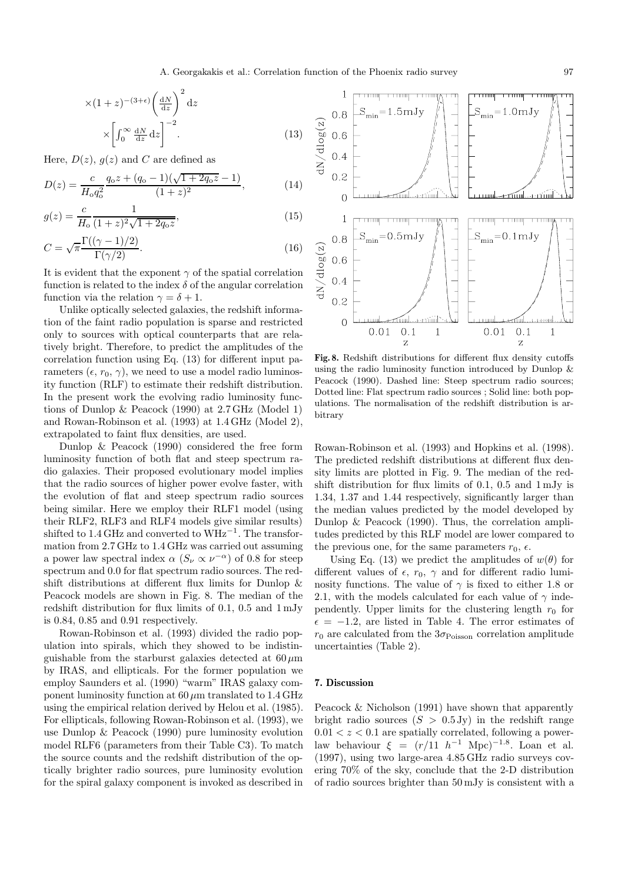$$\times(1+z)^{-(3+\epsilon)}\left(\frac{\mathrm{d}N}{\mathrm{d}z}\right)^2 \mathrm{d}z$$
$$\times\left[\int_0^\infty \frac{\mathrm{d}N}{\mathrm{d}z}\mathrm{d}z\right]^{-2}. \tag{13}$$

Here, $D(z)$, $g(z)$ and $C$ are defined as

$$D(z) = \frac{c}{H_\mathrm{o} q_\mathrm{o}^2}\frac{q_\mathrm{o}z + (q_\mathrm{o}-1)(\sqrt{1+2q_\mathrm{o}z}-1)}{(1+z)^2}, \tag{14}$$

$$g(z) = \frac{c}{H_\mathrm{o}}\frac{1}{(1+z)^2\sqrt{1+2q_\mathrm{o}z}}, \tag{15}$$

$$C = \sqrt{\pi}\frac{\Gamma((\gamma-1)/2)}{\Gamma(\gamma/2)}. \tag{16}$$

It is evident that the exponent $\gamma$ of the spatial correlation function is related to the index $\delta$ of the angular correlation function via the relation $\gamma = \delta + 1$.

Unlike optically selected galaxies, the redshift information of the faint radio population is sparse and restricted only to sources with optical counterparts that are relatively bright. Therefore, to predict the amplitudes of the correlation function using Eq. (13) for different input parameters ($\epsilon$, $r_0$, $\gamma$), we need to use a model radio luminosity function (RLF) to estimate their redshift distribution. In the present work the evolving radio luminosity functions of Dunlop & Peacock (1990) at 2.7 GHz (Model 1) and Rowan-Robinson et al. (1993) at 1.4 GHz (Model 2), extrapolated to faint flux densities, are used.

Dunlop & Peacock (1990) considered the free form luminosity function of both flat and steep spectrum radio galaxies. Their proposed evolutionary model implies that the radio sources of higher power evolve faster, with the evolution of flat and steep spectrum radio sources being similar. Here we employ their RLF1 model (using their RLF2, RLF3 and RLF4 models give similar results) shifted to 1.4 GHz and converted to $\mathrm{WHz}^{-1}$. The transformation from 2.7 GHz to 1.4 GHz was carried out assuming a power law spectral index $\alpha$ ($S_\nu \propto \nu^{-\alpha}$) of 0.8 for steep spectrum and 0.0 for flat spectrum radio sources. The redshift distributions at different flux limits for Dunlop & Peacock models are shown in Fig. 8. The median of the redshift distribution for flux limits of 0.1, 0.5 and 1 mJy is 0.84, 0.85 and 0.91 respectively.

Rowan-Robinson et al. (1993) divided the radio population into spirals, which they showed to be indistinguishable from the starburst galaxies detected at $60\,\mu$m by IRAS, and ellipticals. For the former population we employ Saunders et al. (1990) "warm" IRAS galaxy component luminosity function at $60\,\mu$m translated to 1.4 GHz using the empirical relation derived by Helou et al. (1985). For ellipticals, following Rowan-Robinson et al. (1993), we use Dunlop & Peacock (1990) pure luminosity evolution model RLF6 (parameters from their Table C3). To match the source counts and the redshift distribution of the optically brighter radio sources, pure luminosity evolution for the spiral galaxy component is invoked as described in

**Fig. 8.** Redshift distributions for different flux density cutoffs using the radio luminosity function introduced by Dunlop & Peacock (1990). Dashed line: Steep spectrum radio sources; Dotted line: Flat spectrum radio sources ; Solid line: both populations. The normalisation of the redshift distribution is arbitrary

Rowan-Robinson et al. (1993) and Hopkins et al. (1998). The predicted redshift distributions at different flux density limits are plotted in Fig. 9. The median of the redshift distribution for flux limits of 0.1, 0.5 and 1 mJy is 1.34, 1.37 and 1.44 respectively, significantly larger than the median values predicted by the model developed by Dunlop & Peacock (1990). Thus, the correlation amplitudes predicted by this RLF model are lower compared to the previous one, for the same parameters $r_0$, $\epsilon$.

Using Eq. (13) we predict the amplitudes of $w(\theta)$ for different values of $\epsilon$, $r_0$, $\gamma$ and for different radio luminosity functions. The value of $\gamma$ is fixed to either 1.8 or 2.1, with the models calculated for each value of $\gamma$ independently. Upper limits for the clustering length $r_0$ for $\epsilon = -1.2$, are listed in Table 4. The error estimates of $r_0$ are calculated from the $3\sigma_{\mathrm{Poisson}}$ correlation amplitude uncertainties (Table 2).

## 7. Discussion

Peacock & Nicholson (1991) have shown that apparently bright radio sources ($S > 0.5$ Jy) in the redshift range $0.01 < z < 0.1$ are spatially correlated, following a power-law behaviour $\xi = (r/11\ h^{-1}\ \mathrm{Mpc})^{-1.8}$. Loan et al. (1997), using two large-area 4.85 GHz radio surveys covering 70% of the sky, conclude that the 2-D distribution of radio sources brighter than 50 mJy is consistent with a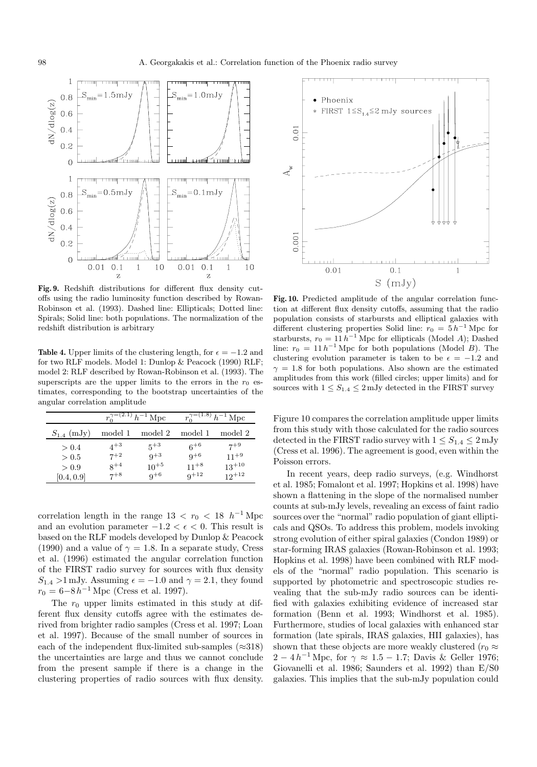**Fig. 9.** Redshift distributions for different flux density cutoffs using the radio luminosity function described by Rowan-Robinson et al. (1993). Dashed line: Ellipticals; Dotted line: Spirals; Solid line: both populations. The normalization of the redshift distribution is arbitrary

**Table 4.** Upper limits of the clustering length, for $\epsilon = -1.2$ and for two RLF models. Model 1: Dunlop & Peacock (1990) RLF; model 2: RLF described by Rowan-Robinson et al. (1993). The superscripts are the upper limits to the errors in the $r_0$ estimates, corresponding to the bootstrap uncertainties of the angular correlation amplitude

| | $r_0^{\gamma=(2.1)}\ h^{-1}\,\mathrm{Mpc}$ | | $r_0^{\gamma=(1.8)}\ h^{-1}\,\mathrm{Mpc}$ | |
|---|---|---|---|---|
| $S_{1.4}$ (mJy) | model 1 | model 2 | model 1 | model 2 |
| $>0.4$ | $4^{+3}$ | $5^{+3}$ | $6^{+6}$ | $7^{+9}$ |
| $>0.5$ | $7^{+2}$ | $9^{+3}$ | $9^{+6}$ | $11^{+9}$ |
| $>0.9$ | $8^{+4}$ | $10^{+5}$ | $11^{+8}$ | $13^{+10}$ |
| $[0.4, 0.9]$ | $7^{+8}$ | $9^{+6}$ | $9^{+12}$ | $12^{+12}$ |

correlation length in the range $13 < r_0 < 18\ h^{-1}\,\mathrm{Mpc}$ and an evolution parameter $-1.2 < \epsilon < 0$. This result is based on the RLF models developed by Dunlop & Peacock (1990) and a value of $\gamma = 1.8$. In a separate study, Cress et al. (1996) estimated the angular correlation function of the FIRST radio survey for sources with flux density $S_{1.4} > 1\,\mathrm{mJy}$. Assuming $\epsilon = -1.0$ and $\gamma = 2.1$, they found $r_0 = 6{-}8\,h^{-1}\,\mathrm{Mpc}$ (Cress et al. 1997).

The $r_0$ upper limits estimated in this study at different flux density cutoffs agree with the estimates derived from brighter radio samples (Cress et al. 1997; Loan et al. 1997). Because of the small number of sources in each of the independent flux-limited sub-samples ($\approx 318$) the uncertainties are large and thus we cannot conclude from the present sample if there is a change in the clustering properties of radio sources with flux density.

**Fig. 10.** Predicted amplitude of the angular correlation function at different flux density cutoffs, assuming that the radio population consists of starbursts and elliptical galaxies with different clustering properties Solid line: $r_0 = 5\,h^{-1}\,\mathrm{Mpc}$ for starbursts, $r_0 = 11\,h^{-1}\,\mathrm{Mpc}$ for ellipticals (Model *A*); Dashed line: $r_0 = 11\,h^{-1}\,\mathrm{Mpc}$ for both populations (Model *B*). The clustering evolution parameter is taken to be $\epsilon = -1.2$ and $\gamma = 1.8$ for both populations. Also shown are the estimated amplitudes from this work (filled circles; upper limits) and for sources with $1 \le S_{1.4} \le 2\,\mathrm{mJy}$ detected in the FIRST survey

Figure 10 compares the correlation amplitude upper limits from this study with those calculated for the radio sources detected in the FIRST radio survey with $1 \le S_{1.4} \le 2\,\mathrm{mJy}$ (Cress et al. 1996). The agreement is good, even within the Poisson errors.

In recent years, deep radio surveys, (e.g. Windhorst et al. 1985; Fomalont et al. 1997; Hopkins et al. 1998) have shown a flattening in the slope of the normalised number counts at sub-mJy levels, revealing an excess of faint radio sources over the "normal" radio population of giant ellipticals and QSOs. To address this problem, models invoking strong evolution of either spiral galaxies (Condon 1989) or star-forming IRAS galaxies (Rowan-Robinson et al. 1993; Hopkins et al. 1998) have been combined with RLF models of the "normal" radio population. This scenario is supported by photometric and spectroscopic studies revealing that the sub-mJy radio sources can be identified with galaxies exhibiting evidence of increased star formation (Benn et al. 1993; Windhorst et al. 1985). Furthermore, studies of local galaxies with enhanced star formation (late spirals, IRAS galaxies, HII galaxies), has shown that these objects are more weakly clustered ($r_0 \approx 2-4\,h^{-1}\,\mathrm{Mpc}$, for $\gamma \approx 1.5-1.7$; Davis & Geller 1976; Giovanelli et al. 1986; Saunders et al. 1992) than E/S0 galaxies. This implies that the sub-mJy population could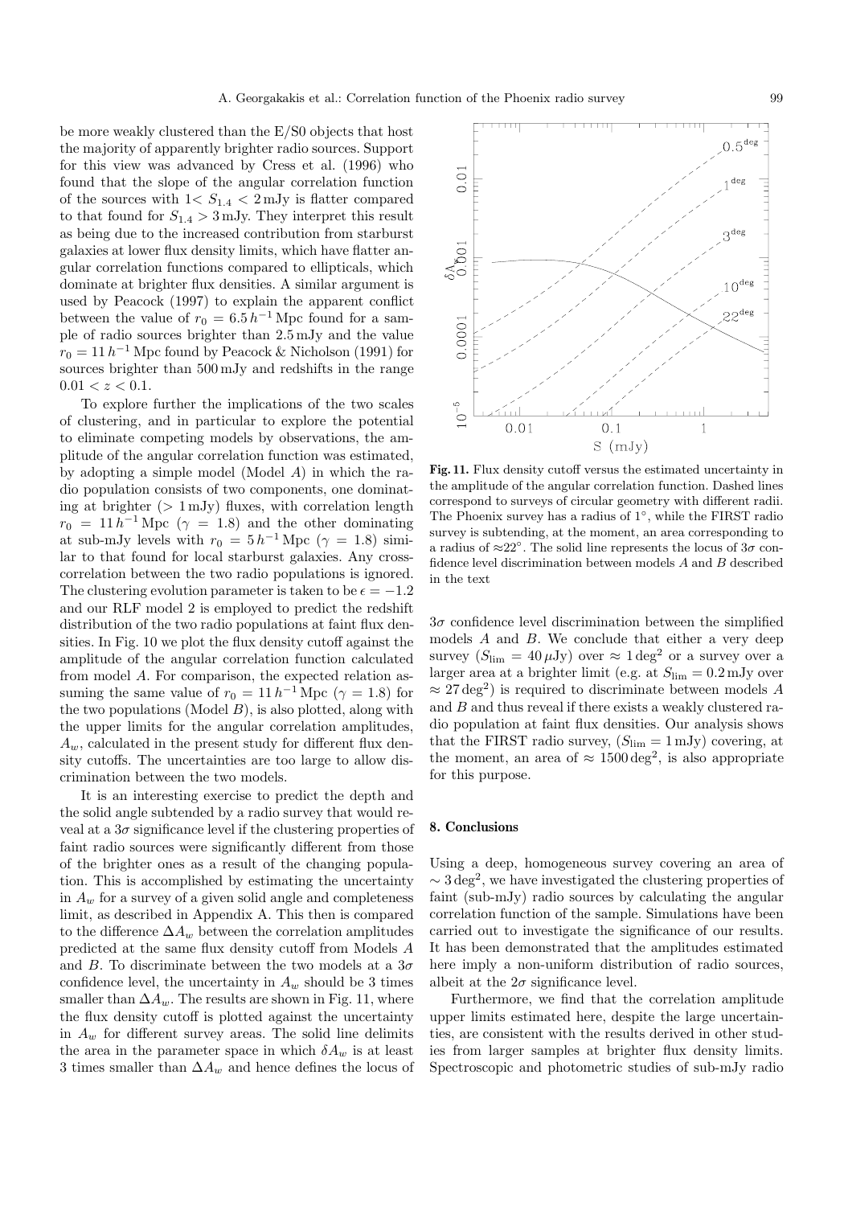be more weakly clustered than the E/S0 objects that host the majority of apparently brighter radio sources. Support for this view was advanced by Cress et al. (1996) who found that the slope of the angular correlation function of the sources with 1< $S_{1.4}$ < 2 mJy is flatter compared to that found for $S_{1.4} > 3$ mJy. They interpret this result as being due to the increased contribution from starburst galaxies at lower flux density limits, which have flatter angular correlation functions compared to ellipticals, which dominate at brighter flux densities. A similar argument is used by Peacock (1997) to explain the apparent conflict between the value of $r_0 = 6.5\,h^{-1}$ Mpc found for a sample of radio sources brighter than 2.5 mJy and the value $r_0 = 11\,h^{-1}$ Mpc found by Peacock & Nicholson (1991) for sources brighter than 500 mJy and redshifts in the range $0.01 < z < 0.1$.

To explore further the implications of the two scales of clustering, and in particular to explore the potential to eliminate competing models by observations, the amplitude of the angular correlation function was estimated, by adopting a simple model (Model *A*) in which the radio population consists of two components, one dominating at brighter (> 1 mJy) fluxes, with correlation length $r_0 = 11\,h^{-1}$ Mpc ($\gamma = 1.8$) and the other dominating at sub-mJy levels with $r_0 = 5\,h^{-1}$ Mpc ($\gamma = 1.8$) similar to that found for local starburst galaxies. Any cross-correlation between the two radio populations is ignored. The clustering evolution parameter is taken to be $\epsilon = -1.2$ and our RLF model 2 is employed to predict the redshift distribution of the two radio populations at faint flux densities. In Fig. 10 we plot the flux density cutoff against the amplitude of the angular correlation function calculated from model *A*. For comparison, the expected relation assuming the same value of $r_0 = 11\,h^{-1}$ Mpc ($\gamma = 1.8$) for the two populations (Model *B*), is also plotted, along with the upper limits for the angular correlation amplitudes, $A_w$, calculated in the present study for different flux density cutoffs. The uncertainties are too large to allow discrimination between the two models.

It is an interesting exercise to predict the depth and the solid angle subtended by a radio survey that would reveal at a $3\sigma$ significance level if the clustering properties of faint radio sources were significantly different from those of the brighter ones as a result of the changing population. This is accomplished by estimating the uncertainty in $A_w$ for a survey of a given solid angle and completeness limit, as described in Appendix A. This then is compared to the difference $\Delta A_w$ between the correlation amplitudes predicted at the same flux density cutoff from Models *A* and *B*. To discriminate between the two models at a $3\sigma$ confidence level, the uncertainty in $A_w$ should be 3 times smaller than $\Delta A_w$. The results are shown in Fig. 11, where the flux density cutoff is plotted against the uncertainty in $A_w$ for different survey areas. The solid line delimits the area in the parameter space in which $\delta A_w$ is at least 3 times smaller than $\Delta A_w$ and hence defines the locus of $3\sigma$ confidence level discrimination between the simplified models *A* and *B*. We conclude that either a very deep survey ($S_{\rm lim} = 40\,\mu$Jy) over $\approx 1\,{\rm deg}^2$ or a survey over a larger area at a brighter limit (e.g. at $S_{\rm lim} = 0.2$ mJy over $\approx 27\,{\rm deg}^2$) is required to discriminate between models *A* and *B* and thus reveal if there exists a weakly clustered radio population at faint flux densities. Our analysis shows that the FIRST radio survey, ($S_{\rm lim} = 1$ mJy) covering, at the moment, an area of $\approx 1500\,{\rm deg}^2$, is also appropriate for this purpose.

**Fig. 11.** Flux density cutoff versus the estimated uncertainty in the amplitude of the angular correlation function. Dashed lines correspond to surveys of circular geometry with different radii. The Phoenix survey has a radius of 1°, while the FIRST radio survey is subtending, at the moment, an area corresponding to a radius of ≈22°. The solid line represents the locus of $3\sigma$ confidence level discrimination between models *A* and *B* described in the text

## 8. Conclusions

Using a deep, homogeneous survey covering an area of $\sim 3\,{\rm deg}^2$, we have investigated the clustering properties of faint (sub-mJy) radio sources by calculating the angular correlation function of the sample. Simulations have been carried out to investigate the significance of our results. It has been demonstrated that the amplitudes estimated here imply a non-uniform distribution of radio sources, albeit at the $2\sigma$ significance level.

Furthermore, we find that the correlation amplitude upper limits estimated here, despite the large uncertainties, are consistent with the results derived in other studies from larger samples at brighter flux density limits. Spectroscopic and photometric studies of sub-mJy radio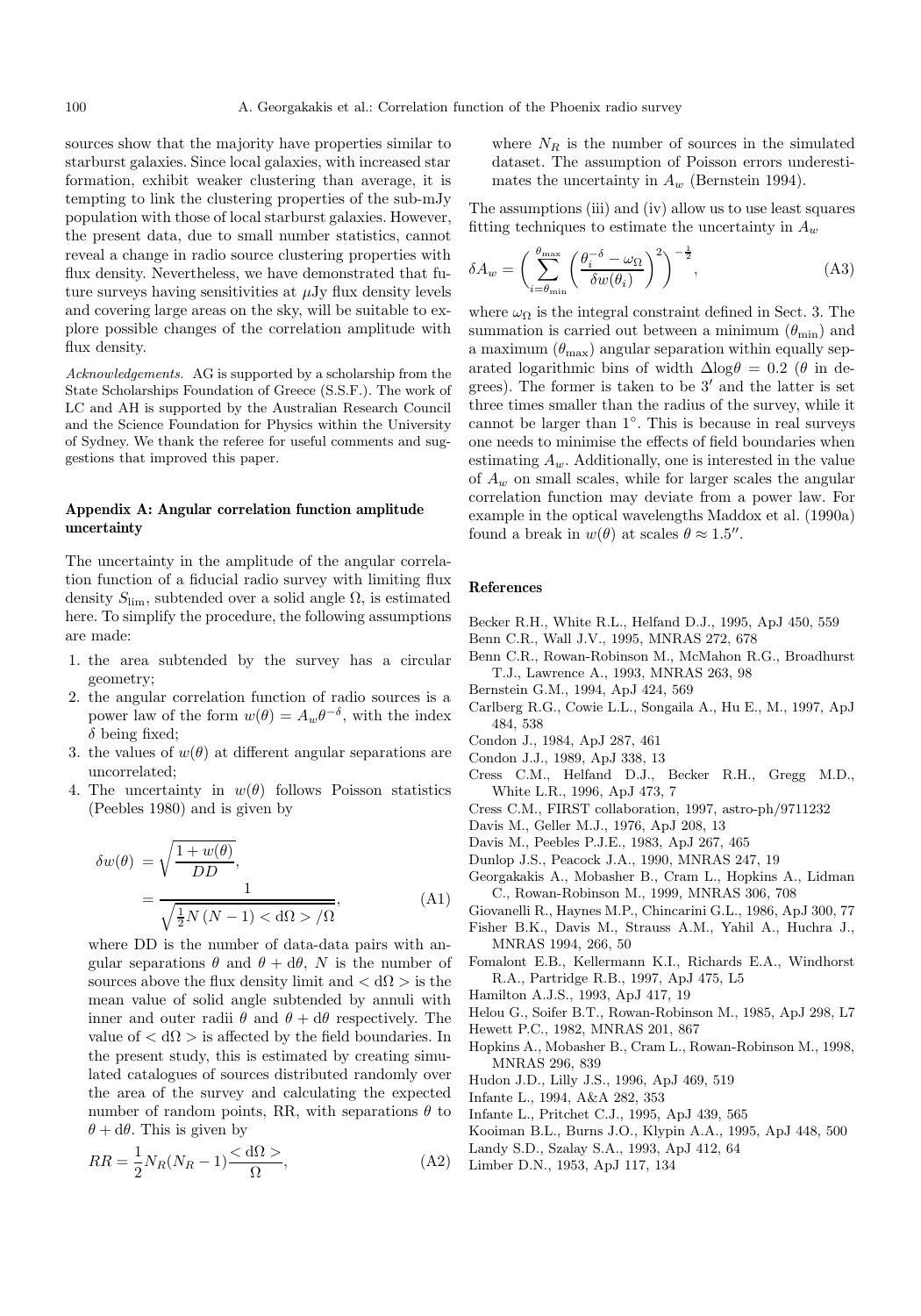sources show that the majority have properties similar to starburst galaxies. Since local galaxies, with increased star formation, exhibit weaker clustering than average, it is tempting to link the clustering properties of the sub-mJy population with those of local starburst galaxies. However, the present data, due to small number statistics, cannot reveal a change in radio source clustering properties with flux density. Nevertheless, we have demonstrated that future surveys having sensitivities at $\mu$Jy flux density levels and covering large areas on the sky, will be suitable to explore possible changes of the correlation amplitude with flux density.

*Acknowledgements.* AG is supported by a scholarship from the State Scholarships Foundation of Greece (S.S.F.). The work of LC and AH is supported by the Australian Research Council and the Science Foundation for Physics within the University of Sydney. We thank the referee for useful comments and suggestions that improved this paper.

## Appendix A: Angular correlation function amplitude uncertainty

The uncertainty in the amplitude of the angular correlation function of a fiducial radio survey with limiting flux density $S_{\rm lim}$, subtended over a solid angle $\Omega$, is estimated here. To simplify the procedure, the following assumptions are made:

1. the area subtended by the survey has a circular geometry;
2. the angular correlation function of radio sources is a power law of the form $w(\theta) = A_w \theta^{-\delta}$, with the index $\delta$ being fixed;
3. the values of $w(\theta)$ at different angular separations are uncorrelated;
4. The uncertainty in $w(\theta)$ follows Poisson statistics (Peebles 1980) and is given by

$$\delta w(\theta) = \sqrt{\frac{1+w(\theta)}{DD}}, = \frac{1}{\sqrt{\frac{1}{2}N\,(N-1) < {\rm d}\Omega > /\Omega}}, \quad \text{(A1)}$$

where DD is the number of data-data pairs with angular separations $\theta$ and $\theta + {\rm d}\theta$, $N$ is the number of sources above the flux density limit and $< {\rm d}\Omega >$ is the mean value of solid angle subtended by annuli with inner and outer radii $\theta$ and $\theta + {\rm d}\theta$ respectively. The value of $< {\rm d}\Omega >$ is affected by the field boundaries. In the present study, this is estimated by creating simulated catalogues of sources distributed randomly over the area of the survey and calculating the expected number of random points, RR, with separations $\theta$ to $\theta + {\rm d}\theta$. This is given by

$$RR = \frac{1}{2} N_R (N_R - 1) \frac{< {\rm d}\Omega >}{\Omega}, \quad \text{(A2)}$$

where $N_R$ is the number of sources in the simulated dataset. The assumption of Poisson errors underestimates the uncertainty in $A_w$ (Bernstein 1994).

The assumptions (iii) and (iv) allow us to use least squares fitting techniques to estimate the uncertainty in $A_w$

$$\delta A_w = \left( \sum_{i=\theta_{\rm min}}^{\theta_{\rm max}} \left( \frac{\theta_i^{-\delta} - \omega_\Omega}{\delta w(\theta_i)} \right)^2 \right)^{-\frac{1}{2}}, \quad \text{(A3)}$$

where $\omega_\Omega$ is the integral constraint defined in Sect. 3. The summation is carried out between a minimum ($\theta_{\rm min}$) and a maximum ($\theta_{\rm max}$) angular separation within equally separated logarithmic bins of width $\Delta \log \theta = 0.2$ ($\theta$ in degrees). The former is taken to be $3'$ and the latter is set three times smaller than the radius of the survey, while it cannot be larger than $1^\circ$. This is because in real surveys one needs to minimise the effects of field boundaries when estimating $A_w$. Additionally, one is interested in the value of $A_w$ on small scales, while for larger scales the angular correlation function may deviate from a power law. For example in the optical wavelengths Maddox et al. (1990a) found a break in $w(\theta)$ at scales $\theta \approx 1.5''$.

## References

Becker R.H., White R.L., Helfand D.J., 1995, ApJ 450, 559
Benn C.R., Wall J.V., 1995, MNRAS 272, 678
Benn C.R., Rowan-Robinson M., McMahon R.G., Broadhurst T.J., Lawrence A., 1993, MNRAS 263, 98
Bernstein G.M., 1994, ApJ 424, 569
Carlberg R.G., Cowie L.L., Songaila A., Hu E., M., 1997, ApJ 484, 538
Condon J., 1984, ApJ 287, 461
Condon J.J., 1989, ApJ 338, 13
Cress C.M., Helfand D.J., Becker R.H., Gregg M.D., White L.R., 1996, ApJ 473, 7
Cress C.M., FIRST collaboration, 1997, astro-ph/9711232
Davis M., Geller M.J., 1976, ApJ 208, 13
Davis M., Peebles P.J.E., 1983, ApJ 267, 465
Dunlop J.S., Peacock J.A., 1990, MNRAS 247, 19
Georgakakis A., Mobasher B., Cram L., Hopkins A., Lidman C., Rowan-Robinson M., 1999, MNRAS 306, 708
Giovanelli R., Haynes M.P., Chincarini G.L., 1986, ApJ 300, 77
Fisher B.K., Davis M., Strauss A.M., Yahil A., Huchra J., MNRAS 1994, 266, 50
Fomalont E.B., Kellermann K.I., Richards E.A., Windhorst R.A., Partridge R.B., 1997, ApJ 475, L5
Hamilton A.J.S., 1993, ApJ 417, 19
Helou G., Soifer B.T., Rowan-Robinson M., 1985, ApJ 298, L7
Hewett P.C., 1982, MNRAS 201, 867
Hopkins A., Mobasher B., Cram L., Rowan-Robinson M., 1998, MNRAS 296, 839
Hudon J.D., Lilly J.S., 1996, ApJ 469, 519
Infante L., 1994, A&A 282, 353
Infante L., Pritchet C.J., 1995, ApJ 439, 565
Kooiman B.L., Burns J.O., Klypin A.A., 1995, ApJ 448, 500
Landy S.D., Szalay S.A., 1993, ApJ 412, 64
Limber D.N., 1953, ApJ 117, 134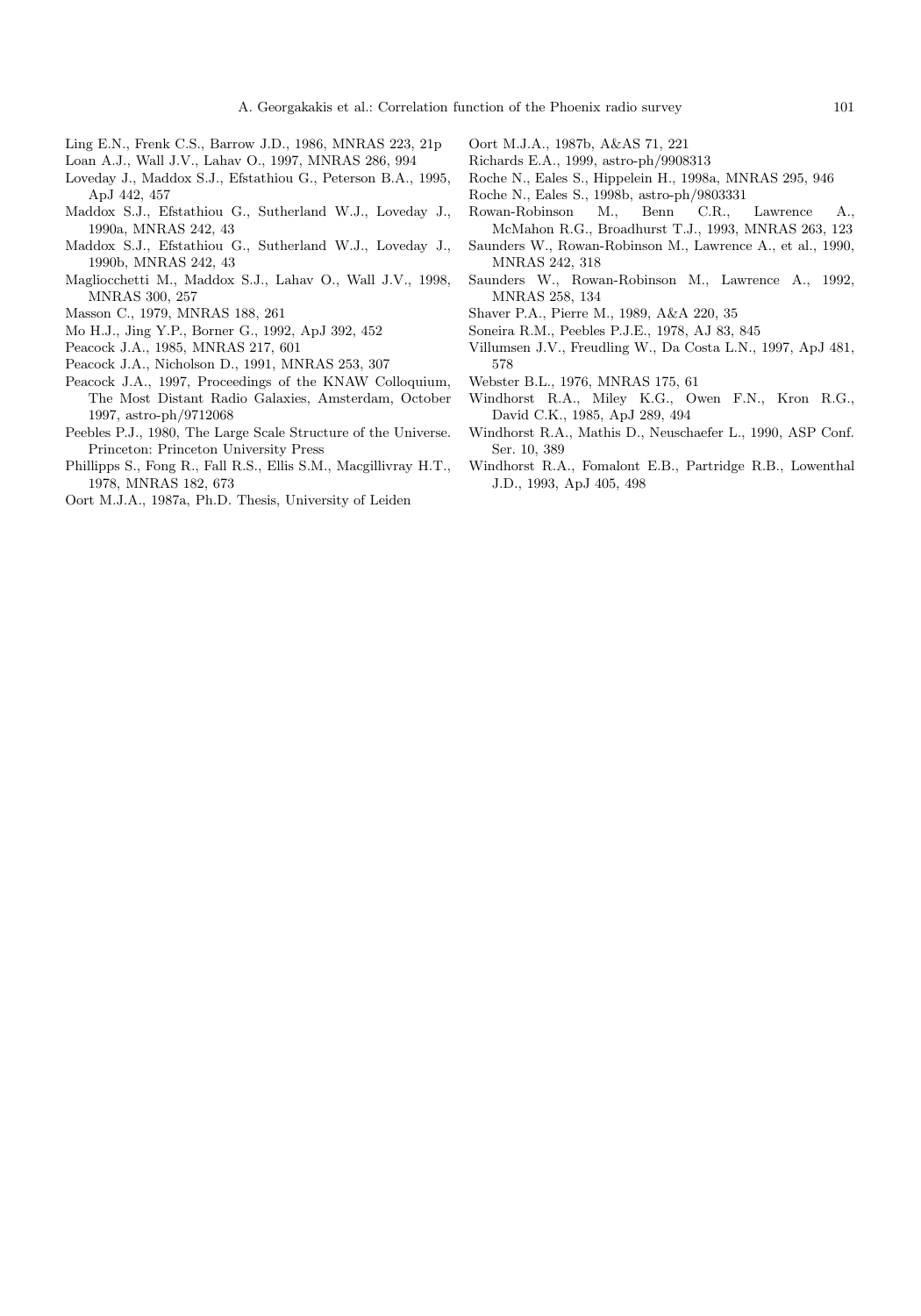Ling E.N., Frenk C.S., Barrow J.D., 1986, MNRAS 223, 21p

Loan A.J., Wall J.V., Lahav O., 1997, MNRAS 286, 994

Loveday J., Maddox S.J., Efstathiou G., Peterson B.A., 1995, ApJ 442, 457

Maddox S.J., Efstathiou G., Sutherland W.J., Loveday J., 1990a, MNRAS 242, 43

Maddox S.J., Efstathiou G., Sutherland W.J., Loveday J., 1990b, MNRAS 242, 43

Magliocchetti M., Maddox S.J., Lahav O., Wall J.V., 1998, MNRAS 300, 257

Masson C., 1979, MNRAS 188, 261

Mo H.J., Jing Y.P., Borner G., 1992, ApJ 392, 452

Peacock J.A., 1985, MNRAS 217, 601

Peacock J.A., Nicholson D., 1991, MNRAS 253, 307

Peacock J.A., 1997, Proceedings of the KNAW Colloquium, The Most Distant Radio Galaxies, Amsterdam, October 1997, astro-ph/9712068

Peebles P.J., 1980, The Large Scale Structure of the Universe. Princeton: Princeton University Press

Phillipps S., Fong R., Fall R.S., Ellis S.M., Macgillivray H.T., 1978, MNRAS 182, 673

Oort M.J.A., 1987a, Ph.D. Thesis, University of Leiden

Oort M.J.A., 1987b, A&AS 71, 221

Richards E.A., 1999, astro-ph/9908313

Roche N., Eales S., Hippelein H., 1998a, MNRAS 295, 946

Roche N., Eales S., 1998b, astro-ph/9803331

Rowan-Robinson M., Benn C.R., Lawrence A., McMahon R.G., Broadhurst T.J., 1993, MNRAS 263, 123

Saunders W., Rowan-Robinson M., Lawrence A., et al., 1990, MNRAS 242, 318

Saunders W., Rowan-Robinson M., Lawrence A., 1992, MNRAS 258, 134

Shaver P.A., Pierre M., 1989, A&A 220, 35

Soneira R.M., Peebles P.J.E., 1978, AJ 83, 845

Villumsen J.V., Freudling W., Da Costa L.N., 1997, ApJ 481, 578

Webster B.L., 1976, MNRAS 175, 61

Windhorst R.A., Miley K.G., Owen F.N., Kron R.G., David C.K., 1985, ApJ 289, 494

Windhorst R.A., Mathis D., Neuschaefer L., 1990, ASP Conf. Ser. 10, 389

Windhorst R.A., Fomalont E.B., Partridge R.B., Lowenthal J.D., 1993, ApJ 405, 498